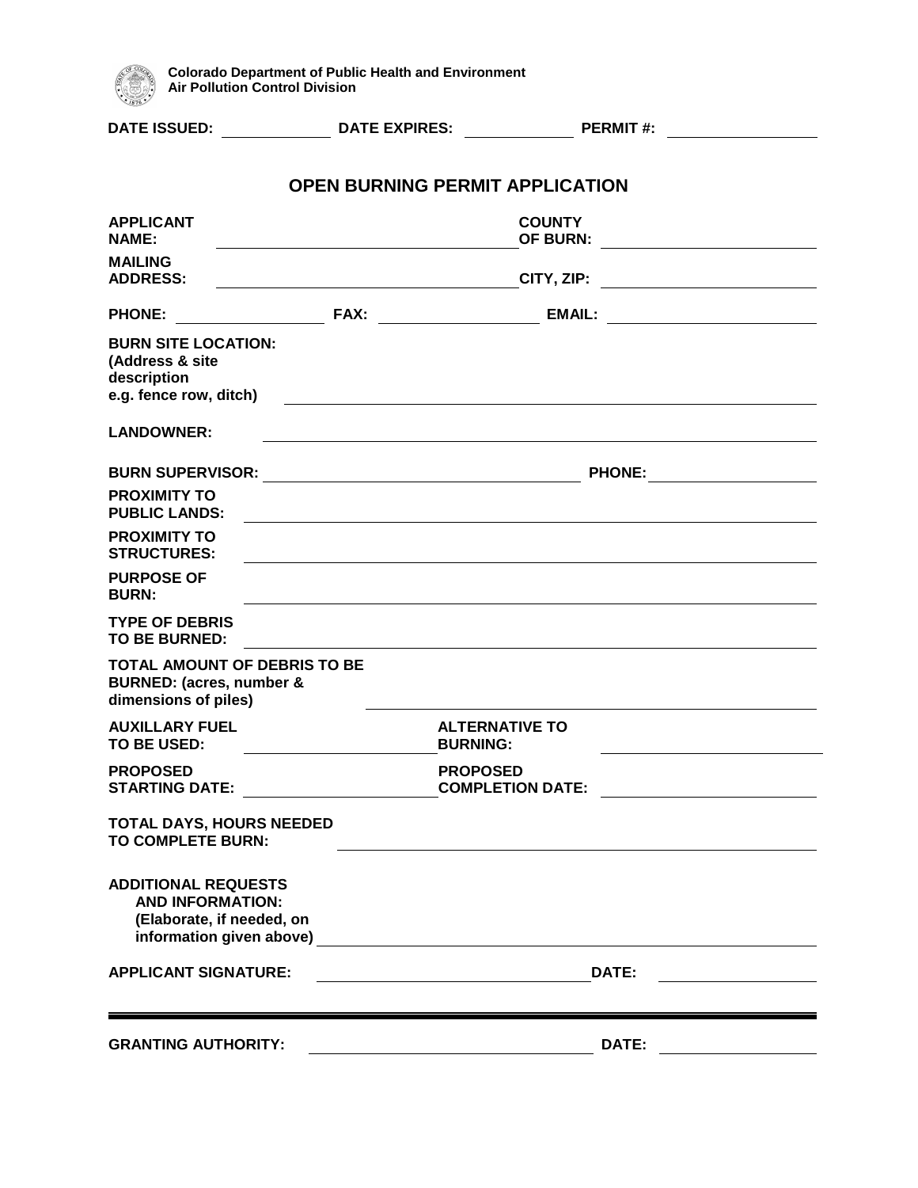**Colorado Department of Public Health and Environment**
**Air Pollution Control Division**

**DATE ISSUED:** ______________ **DATE EXPIRES:** ______________ **PERMIT #:** ________________

## OPEN BURNING PERMIT APPLICATION

**APPLICANT NAME:** ______________________________ **COUNTY OF BURN:** ______________________

**MAILING ADDRESS:** ______________________________ **CITY, ZIP:** ______________________

**PHONE:** ________________ **FAX:** ________________ **EMAIL:** ______________________

**BURN SITE LOCATION: (Address & site description e.g. fence row, ditch)** ____________________________________________

**LANDOWNER:** ____________________________________________

**BURN SUPERVISOR:** ______________________________ **PHONE:** ________________

**PROXIMITY TO PUBLIC LANDS:** ____________________________________________

**PROXIMITY TO STRUCTURES:** ____________________________________________

**PURPOSE OF BURN:** ____________________________________________

**TYPE OF DEBRIS TO BE BURNED:** ____________________________________________

**TOTAL AMOUNT OF DEBRIS TO BE BURNED: (acres, number & dimensions of piles)** ____________________________________________

**AUXILLARY FUEL TO BE USED:** ____________________ **ALTERNATIVE TO BURNING:** ____________________

**PROPOSED STARTING DATE:** ____________________ **PROPOSED COMPLETION DATE:** ____________________

**TOTAL DAYS, HOURS NEEDED TO COMPLETE BURN:** ____________________________________________

**ADDITIONAL REQUESTS AND INFORMATION: (Elaborate, if needed, on information given above)** ____________________________________________

**APPLICANT SIGNATURE:** ______________________________ **DATE:** ________________

---

**GRANTING AUTHORITY:** ______________________________ **DATE:** ________________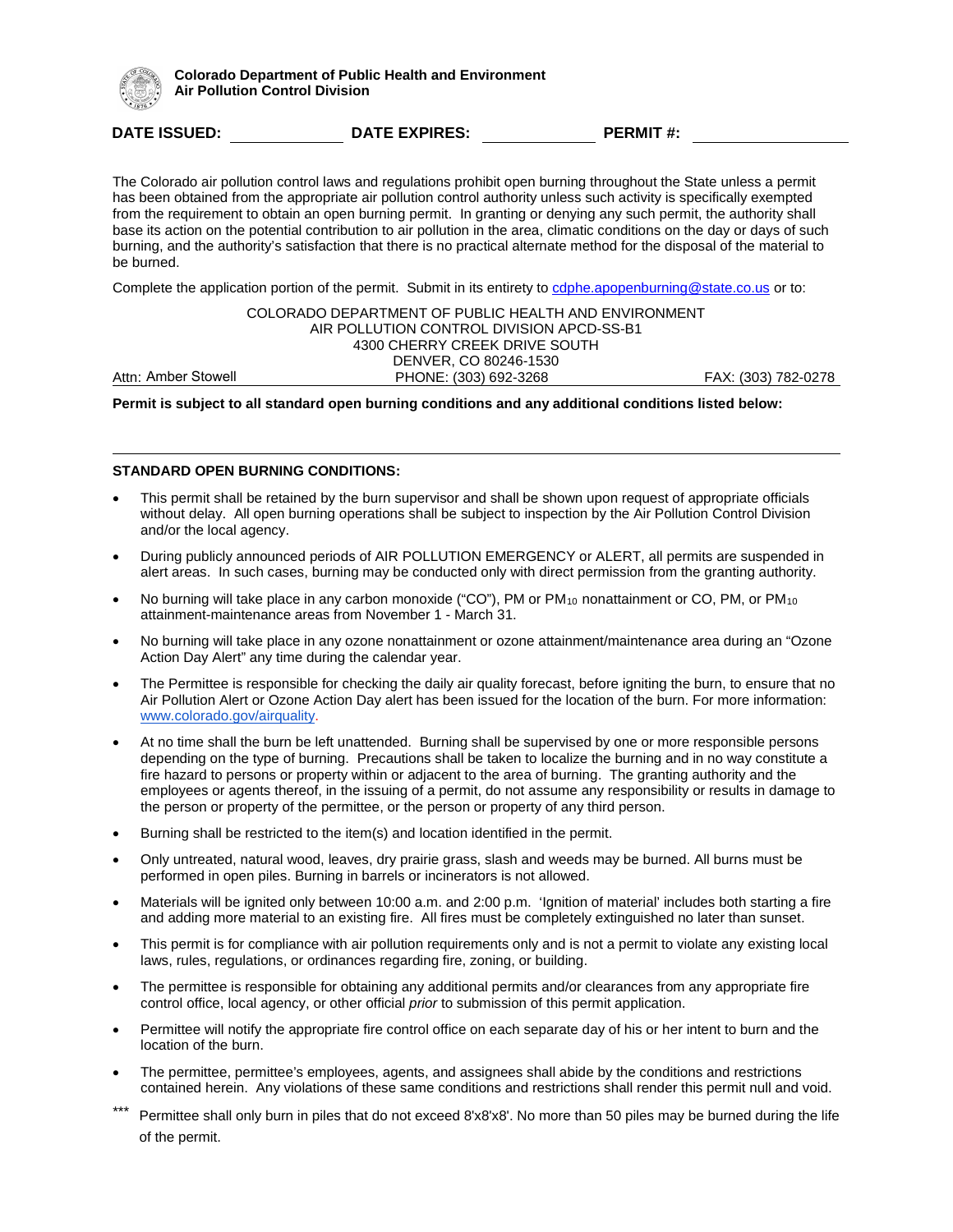**Colorado Department of Public Health and Environment**
**Air Pollution Control Division**

**DATE ISSUED:** ____________ **DATE EXPIRES:** ____________ **PERMIT #:** ______________

The Colorado air pollution control laws and regulations prohibit open burning throughout the State unless a permit has been obtained from the appropriate air pollution control authority unless such activity is specifically exempted from the requirement to obtain an open burning permit. In granting or denying any such permit, the authority shall base its action on the potential contribution to air pollution in the area, climatic conditions on the day or days of such burning, and the authority's satisfaction that there is no practical alternate method for the disposal of the material to be burned.

Complete the application portion of the permit. Submit in its entirety to cdphe.apopenburning@state.co.us or to:

COLORADO DEPARTMENT OF PUBLIC HEALTH AND ENVIRONMENT
AIR POLLUTION CONTROL DIVISION APCD-SS-B1
4300 CHERRY CREEK DRIVE SOUTH
DENVER, CO 80246-1530

Attn: Amber Stowell PHONE: (303) 692-3268 FAX: (303) 782-0278

**Permit is subject to all standard open burning conditions and any additional conditions listed below:**

**STANDARD OPEN BURNING CONDITIONS:**

- This permit shall be retained by the burn supervisor and shall be shown upon request of appropriate officials without delay. All open burning operations shall be subject to inspection by the Air Pollution Control Division and/or the local agency.
- During publicly announced periods of AIR POLLUTION EMERGENCY or ALERT, all permits are suspended in alert areas. In such cases, burning may be conducted only with direct permission from the granting authority.
- No burning will take place in any carbon monoxide ("CO"), PM or $PM_{10}$ nonattainment or CO, PM, or $PM_{10}$ attainment-maintenance areas from November 1 - March 31.
- No burning will take place in any ozone nonattainment or ozone attainment/maintenance area during an "Ozone Action Day Alert" any time during the calendar year.
- The Permittee is responsible for checking the daily air quality forecast, before igniting the burn, to ensure that no Air Pollution Alert or Ozone Action Day alert has been issued for the location of the burn. For more information: www.colorado.gov/airquality.
- At no time shall the burn be left unattended. Burning shall be supervised by one or more responsible persons depending on the type of burning. Precautions shall be taken to localize the burning and in no way constitute a fire hazard to persons or property within or adjacent to the area of burning. The granting authority and the employees or agents thereof, in the issuing of a permit, do not assume any responsibility or results in damage to the person or property of the permittee, or the person or property of any third person.
- Burning shall be restricted to the item(s) and location identified in the permit.
- Only untreated, natural wood, leaves, dry prairie grass, slash and weeds may be burned. All burns must be performed in open piles. Burning in barrels or incinerators is not allowed.
- Materials will be ignited only between 10:00 a.m. and 2:00 p.m. 'Ignition of material' includes both starting a fire and adding more material to an existing fire. All fires must be completely extinguished no later than sunset.
- This permit is for compliance with air pollution requirements only and is not a permit to violate any existing local laws, rules, regulations, or ordinances regarding fire, zoning, or building.
- The permittee is responsible for obtaining any additional permits and/or clearances from any appropriate fire control office, local agency, or other official *prior* to submission of this permit application.
- Permittee will notify the appropriate fire control office on each separate day of his or her intent to burn and the location of the burn.
- The permittee, permittee's employees, agents, and assignees shall abide by the conditions and restrictions contained herein. Any violations of these same conditions and restrictions shall render this permit null and void.

*** Permittee shall only burn in piles that do not exceed 8'x8'x8'. No more than 50 piles may be burned during the life of the permit.